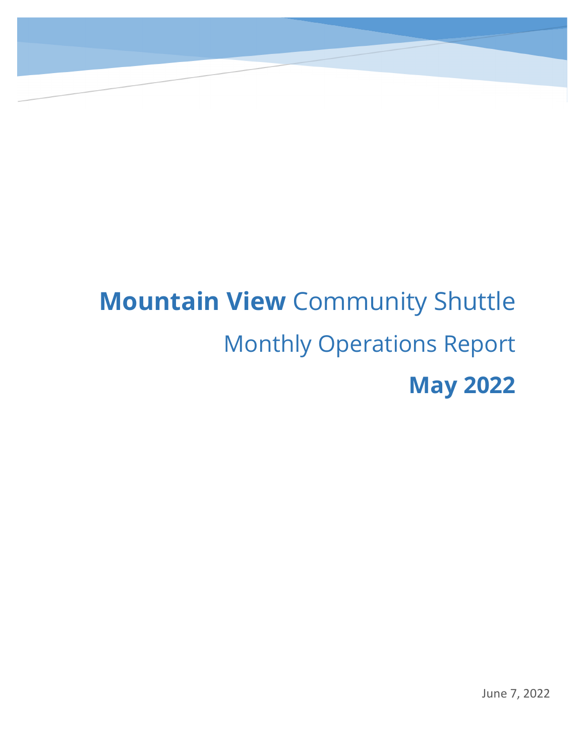# **Mountain View** Community Shuttle

## Monthly Operations Report

## **May 2022**

June 7, 2022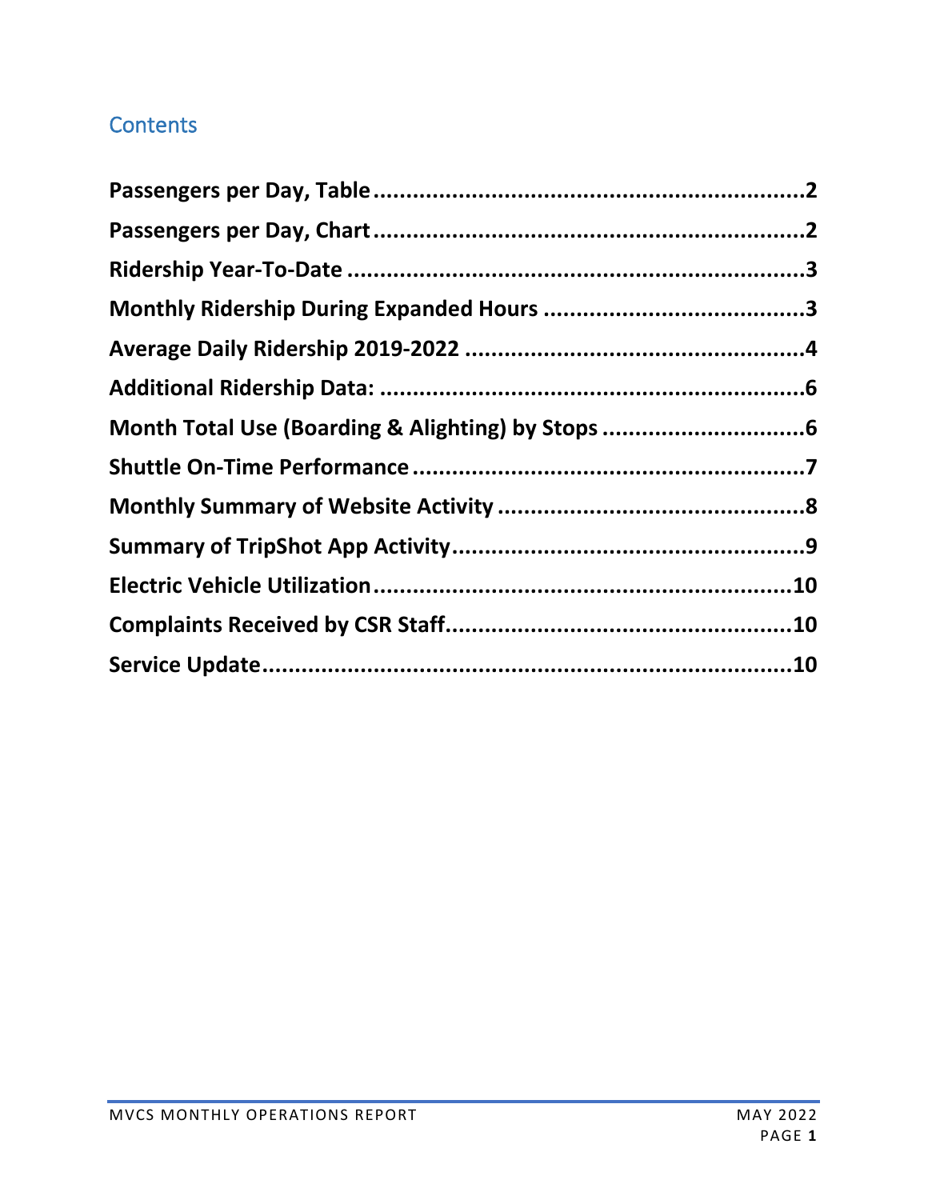## Contents

**Passengers per Day, Table**......2

**Passengers per Day, Chart**......2

**Ridership Year-To-Date**......3

**Monthly Ridership During Expanded Hours**......3

**Average Daily Ridership 2019-2022**......4

**Additional Ridership Data:**......6

**Month Total Use (Boarding & Alighting) by Stops**......6

**Shuttle On-Time Performance**......7

**Monthly Summary of Website Activity**......8

**Summary of TripShot App Activity**......9

**Electric Vehicle Utilization**......10

**Complaints Received by CSR Staff**......10

**Service Update**......10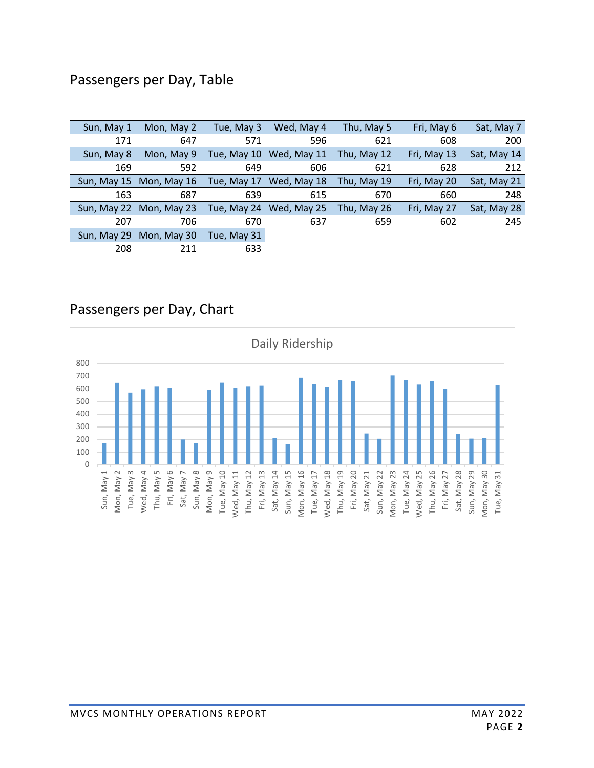## Passengers per Day, Table

| Sun, May 1 | Mon, May 2 | Tue, May 3 | Wed, May 4 | Thu, May 5 | Fri, May 6 | Sat, May 7 |
|---:|---:|---:|---:|---:|---:|---:|
| 171 | 647 | 571 | 596 | 621 | 608 | 200 |
| Sun, May 8 | Mon, May 9 | Tue, May 10 | Wed, May 11 | Thu, May 12 | Fri, May 13 | Sat, May 14 |
| 169 | 592 | 649 | 606 | 621 | 628 | 212 |
| Sun, May 15 | Mon, May 16 | Tue, May 17 | Wed, May 18 | Thu, May 19 | Fri, May 20 | Sat, May 21 |
| 163 | 687 | 639 | 615 | 670 | 660 | 248 |
| Sun, May 22 | Mon, May 23 | Tue, May 24 | Wed, May 25 | Thu, May 26 | Fri, May 27 | Sat, May 28 |
| 207 | 706 | 670 | 637 | 659 | 602 | 245 |
| Sun, May 29 | Mon, May 30 | Tue, May 31 | | | | |
| 208 | 211 | 633 | | | | |

## Passengers per Day, Chart

Daily Ridership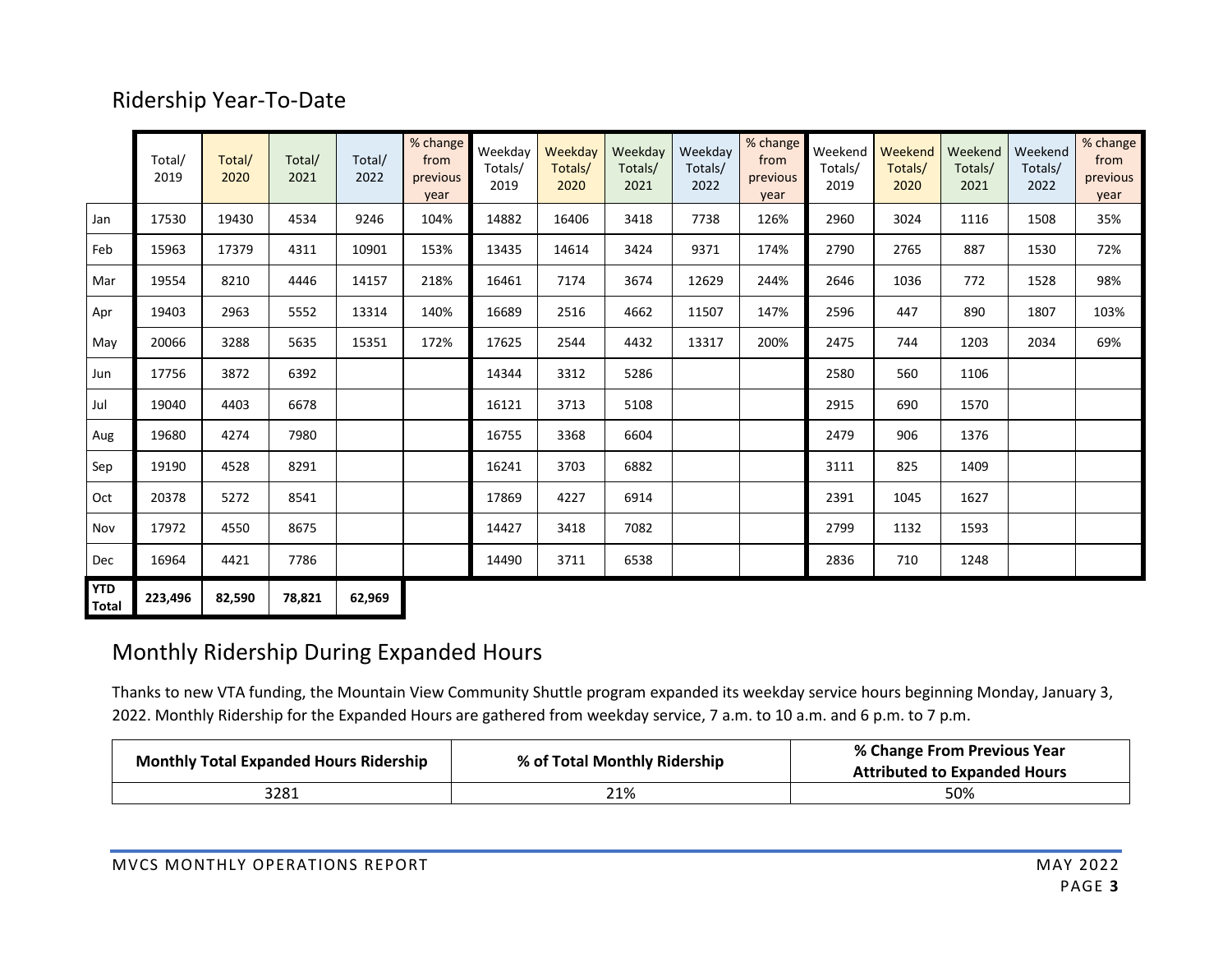## Ridership Year-To-Date

| | Total/ 2019 | Total/ 2020 | Total/ 2021 | Total/ 2022 | % change from previous year | Weekday Totals/ 2019 | Weekday Totals/ 2020 | Weekday Totals/ 2021 | Weekday Totals/ 2022 | % change from previous year | Weekend Totals/ 2019 | Weekend Totals/ 2020 | Weekend Totals/ 2021 | Weekend Totals/ 2022 | % change from previous year |
|---|---|---|---|---|---|---|---|---|---|---|---|---|---|---|---|
| Jan | 17530 | 19430 | 4534 | 9246 | 104% | 14882 | 16406 | 3418 | 7738 | 126% | 2960 | 3024 | 1116 | 1508 | 35% |
| Feb | 15963 | 17379 | 4311 | 10901 | 153% | 13435 | 14614 | 3424 | 9371 | 174% | 2790 | 2765 | 887 | 1530 | 72% |
| Mar | 19554 | 8210 | 4446 | 14157 | 218% | 16461 | 7174 | 3674 | 12629 | 244% | 2646 | 1036 | 772 | 1528 | 98% |
| Apr | 19403 | 2963 | 5552 | 13314 | 140% | 16689 | 2516 | 4662 | 11507 | 147% | 2596 | 447 | 890 | 1807 | 103% |
| May | 20066 | 3288 | 5635 | 15351 | 172% | 17625 | 2544 | 4432 | 13317 | 200% | 2475 | 744 | 1203 | 2034 | 69% |
| Jun | 17756 | 3872 | 6392 | | | 14344 | 3312 | 5286 | | | 2580 | 560 | 1106 | | |
| Jul | 19040 | 4403 | 6678 | | | 16121 | 3713 | 5108 | | | 2915 | 690 | 1570 | | |
| Aug | 19680 | 4274 | 7980 | | | 16755 | 3368 | 6604 | | | 2479 | 906 | 1376 | | |
| Sep | 19190 | 4528 | 8291 | | | 16241 | 3703 | 6882 | | | 3111 | 825 | 1409 | | |
| Oct | 20378 | 5272 | 8541 | | | 17869 | 4227 | 6914 | | | 2391 | 1045 | 1627 | | |
| Nov | 17972 | 4550 | 8675 | | | 14427 | 3418 | 7082 | | | 2799 | 1132 | 1593 | | |
| Dec | 16964 | 4421 | 7786 | | | 14490 | 3711 | 6538 | | | 2836 | 710 | 1248 | | |
| **YTD Total** | **223,496** | **82,590** | **78,821** | **62,969** | | | | | | | | | | | |

## Monthly Ridership During Expanded Hours

Thanks to new VTA funding, the Mountain View Community Shuttle program expanded its weekday service hours beginning Monday, January 3, 2022. Monthly Ridership for the Expanded Hours are gathered from weekday service, 7 a.m. to 10 a.m. and 6 p.m. to 7 p.m.

| **Monthly Total Expanded Hours Ridership** | **% of Total Monthly Ridership** | **% Change From Previous Year Attributed to Expanded Hours** |
|---|---|---|
| 3281 | 21% | 50% |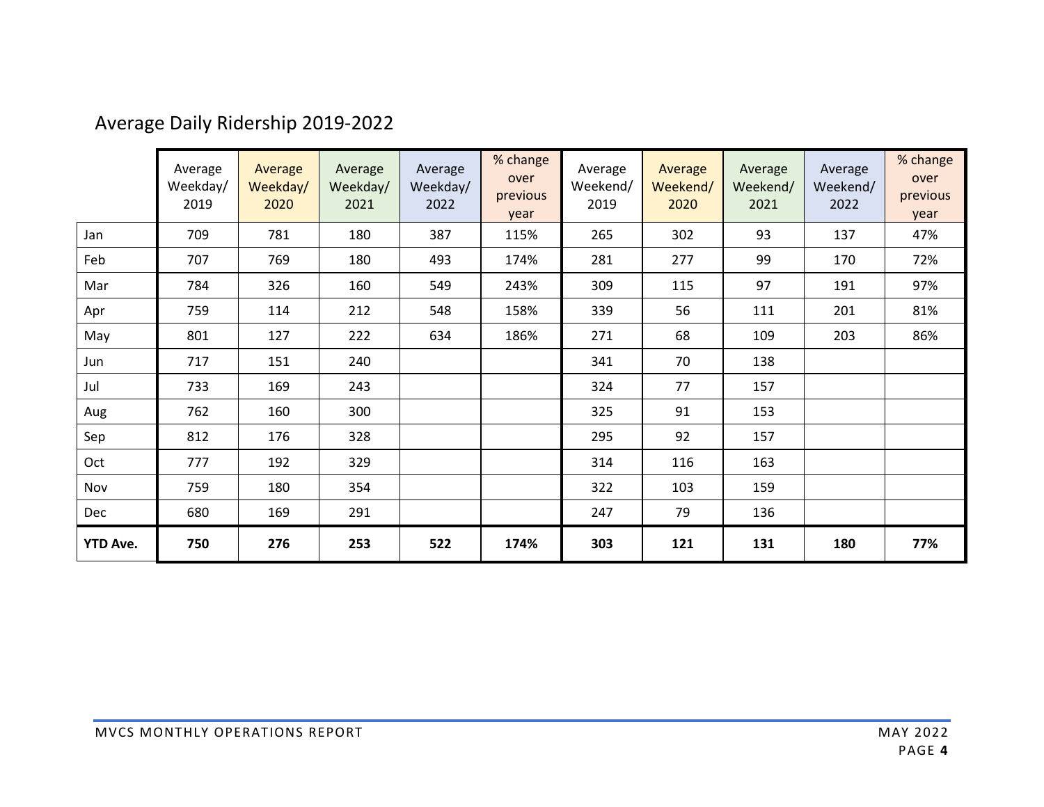## Average Daily Ridership 2019-2022

| | Average Weekday/ 2019 | Average Weekday/ 2020 | Average Weekday/ 2021 | Average Weekday/ 2022 | % change over previous year | Average Weekend/ 2019 | Average Weekend/ 2020 | Average Weekend/ 2021 | Average Weekend/ 2022 | % change over previous year |
|---|---|---|---|---|---|---|---|---|---|---|
| Jan | 709 | 781 | 180 | 387 | 115% | 265 | 302 | 93 | 137 | 47% |
| Feb | 707 | 769 | 180 | 493 | 174% | 281 | 277 | 99 | 170 | 72% |
| Mar | 784 | 326 | 160 | 549 | 243% | 309 | 115 | 97 | 191 | 97% |
| Apr | 759 | 114 | 212 | 548 | 158% | 339 | 56 | 111 | 201 | 81% |
| May | 801 | 127 | 222 | 634 | 186% | 271 | 68 | 109 | 203 | 86% |
| Jun | 717 | 151 | 240 | | | 341 | 70 | 138 | | |
| Jul | 733 | 169 | 243 | | | 324 | 77 | 157 | | |
| Aug | 762 | 160 | 300 | | | 325 | 91 | 153 | | |
| Sep | 812 | 176 | 328 | | | 295 | 92 | 157 | | |
| Oct | 777 | 192 | 329 | | | 314 | 116 | 163 | | |
| Nov | 759 | 180 | 354 | | | 322 | 103 | 159 | | |
| Dec | 680 | 169 | 291 | | | 247 | 79 | 136 | | |
| **YTD Ave.** | **750** | **276** | **253** | **522** | **174%** | **303** | **121** | **131** | **180** | **77%** |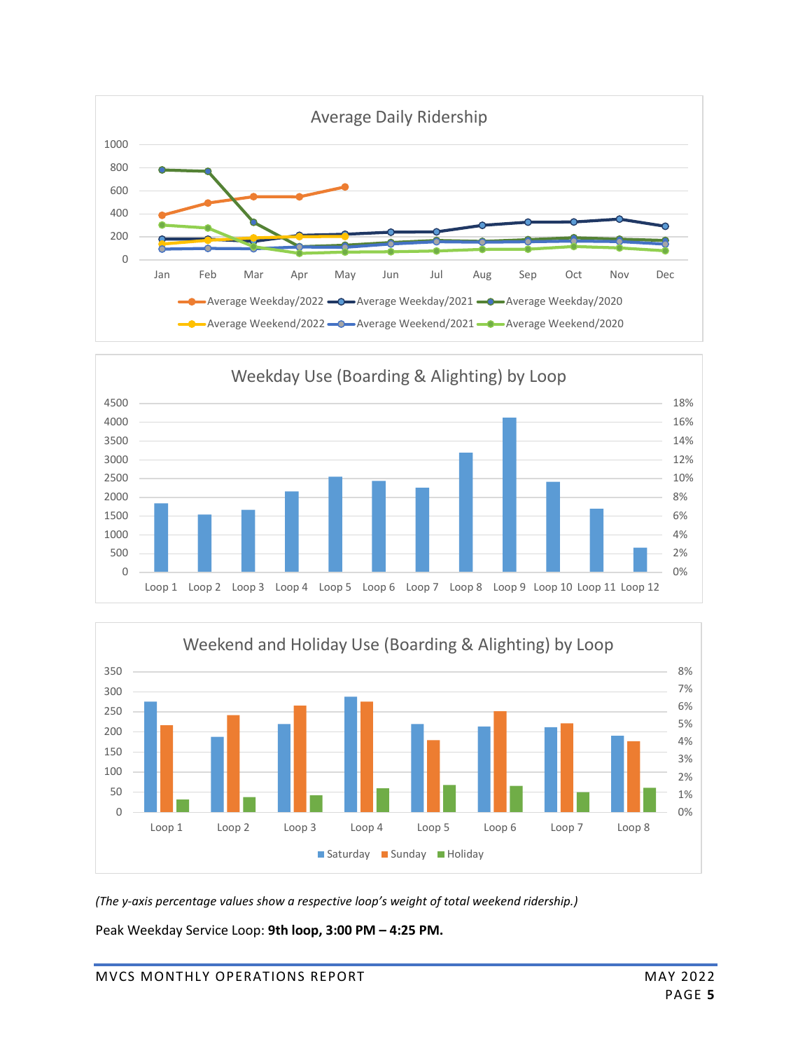## Average Daily Ridership

## Weekday Use (Boarding & Alighting) by Loop

## Weekend and Holiday Use (Boarding & Alighting) by Loop

*(The y-axis percentage values show a respective loop's weight of total weekend ridership.)*

Peak Weekday Service Loop: **9th loop, 3:00 PM – 4:25 PM.**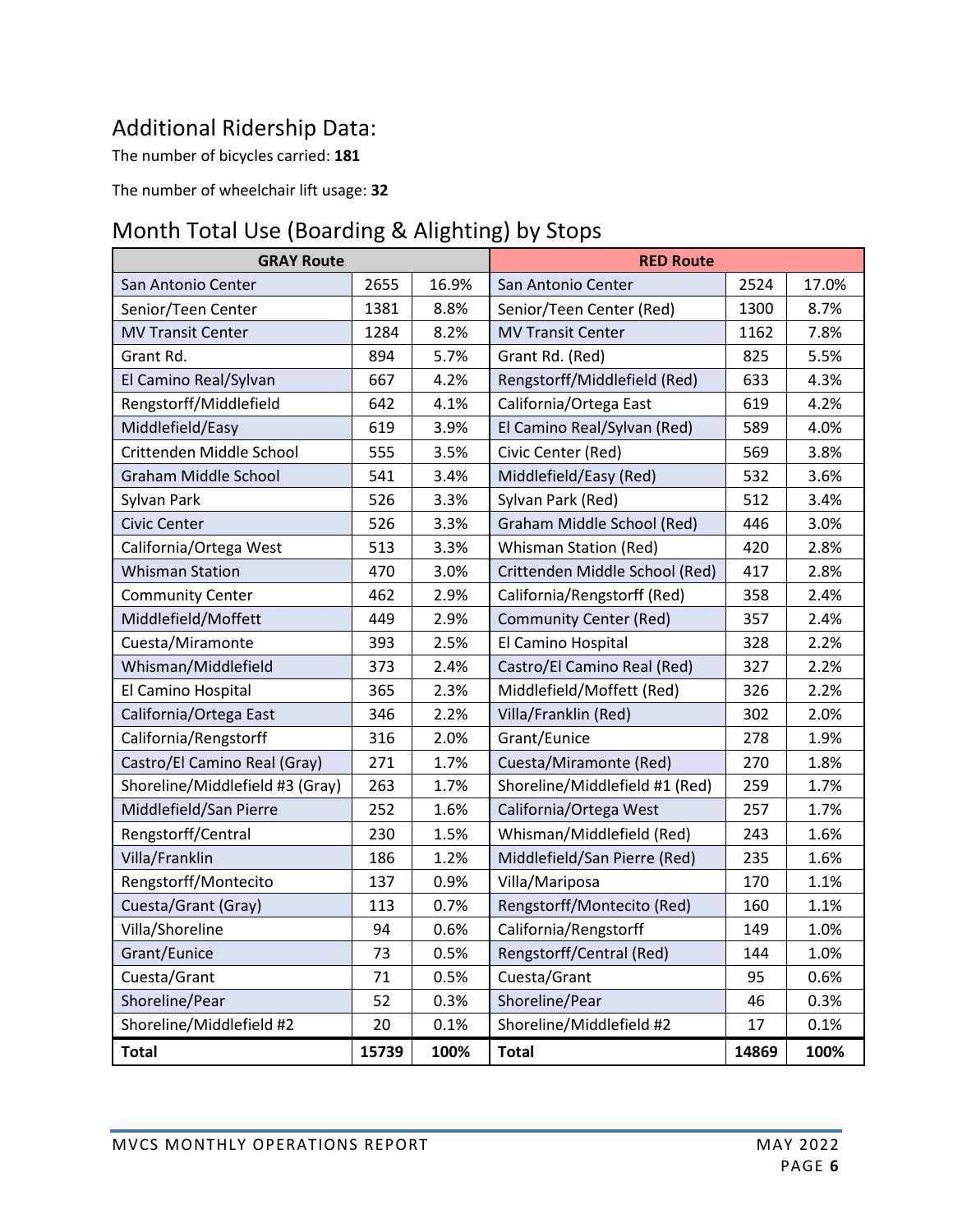## Additional Ridership Data:

The number of bicycles carried: **181**

The number of wheelchair lift usage: **32**

## Month Total Use (Boarding & Alighting) by Stops

| GRAY Route | | | RED Route | | |
|---|---|---|---|---|---|
| San Antonio Center | 2655 | 16.9% | San Antonio Center | 2524 | 17.0% |
| Senior/Teen Center | 1381 | 8.8% | Senior/Teen Center (Red) | 1300 | 8.7% |
| MV Transit Center | 1284 | 8.2% | MV Transit Center | 1162 | 7.8% |
| Grant Rd. | 894 | 5.7% | Grant Rd. (Red) | 825 | 5.5% |
| El Camino Real/Sylvan | 667 | 4.2% | Rengstorff/Middlefield (Red) | 633 | 4.3% |
| Rengstorff/Middlefield | 642 | 4.1% | California/Ortega East | 619 | 4.2% |
| Middlefield/Easy | 619 | 3.9% | El Camino Real/Sylvan (Red) | 589 | 4.0% |
| Crittenden Middle School | 555 | 3.5% | Civic Center (Red) | 569 | 3.8% |
| Graham Middle School | 541 | 3.4% | Middlefield/Easy (Red) | 532 | 3.6% |
| Sylvan Park | 526 | 3.3% | Sylvan Park (Red) | 512 | 3.4% |
| Civic Center | 526 | 3.3% | Graham Middle School (Red) | 446 | 3.0% |
| California/Ortega West | 513 | 3.3% | Whisman Station (Red) | 420 | 2.8% |
| Whisman Station | 470 | 3.0% | Crittenden Middle School (Red) | 417 | 2.8% |
| Community Center | 462 | 2.9% | California/Rengstorff (Red) | 358 | 2.4% |
| Middlefield/Moffett | 449 | 2.9% | Community Center (Red) | 357 | 2.4% |
| Cuesta/Miramonte | 393 | 2.5% | El Camino Hospital | 328 | 2.2% |
| Whisman/Middlefield | 373 | 2.4% | Castro/El Camino Real (Red) | 327 | 2.2% |
| El Camino Hospital | 365 | 2.3% | Middlefield/Moffett (Red) | 326 | 2.2% |
| California/Ortega East | 346 | 2.2% | Villa/Franklin (Red) | 302 | 2.0% |
| California/Rengstorff | 316 | 2.0% | Grant/Eunice | 278 | 1.9% |
| Castro/El Camino Real (Gray) | 271 | 1.7% | Cuesta/Miramonte (Red) | 270 | 1.8% |
| Shoreline/Middlefield #3 (Gray) | 263 | 1.7% | Shoreline/Middlefield #1 (Red) | 259 | 1.7% |
| Middlefield/San Pierre | 252 | 1.6% | California/Ortega West | 257 | 1.7% |
| Rengstorff/Central | 230 | 1.5% | Whisman/Middlefield (Red) | 243 | 1.6% |
| Villa/Franklin | 186 | 1.2% | Middlefield/San Pierre (Red) | 235 | 1.6% |
| Rengstorff/Montecito | 137 | 0.9% | Villa/Mariposa | 170 | 1.1% |
| Cuesta/Grant (Gray) | 113 | 0.7% | Rengstorff/Montecito (Red) | 160 | 1.1% |
| Villa/Shoreline | 94 | 0.6% | California/Rengstorff | 149 | 1.0% |
| Grant/Eunice | 73 | 0.5% | Rengstorff/Central (Red) | 144 | 1.0% |
| Cuesta/Grant | 71 | 0.5% | Cuesta/Grant | 95 | 0.6% |
| Shoreline/Pear | 52 | 0.3% | Shoreline/Pear | 46 | 0.3% |
| Shoreline/Middlefield #2 | 20 | 0.1% | Shoreline/Middlefield #2 | 17 | 0.1% |
| **Total** | **15739** | **100%** | **Total** | **14869** | **100%** |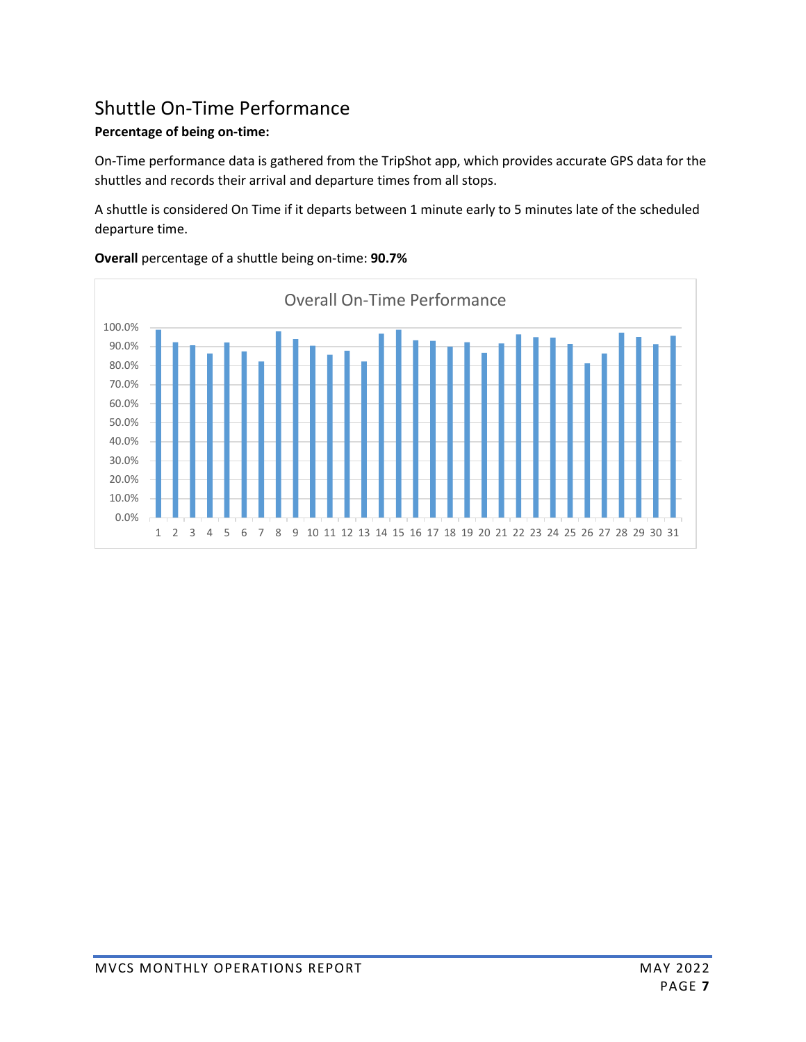## Shuttle On-Time Performance

**Percentage of being on-time:**

On-Time performance data is gathered from the TripShot app, which provides accurate GPS data for the shuttles and records their arrival and departure times from all stops.

A shuttle is considered On Time if it departs between 1 minute early to 5 minutes late of the scheduled departure time.

**Overall** percentage of a shuttle being on-time: **90.7%**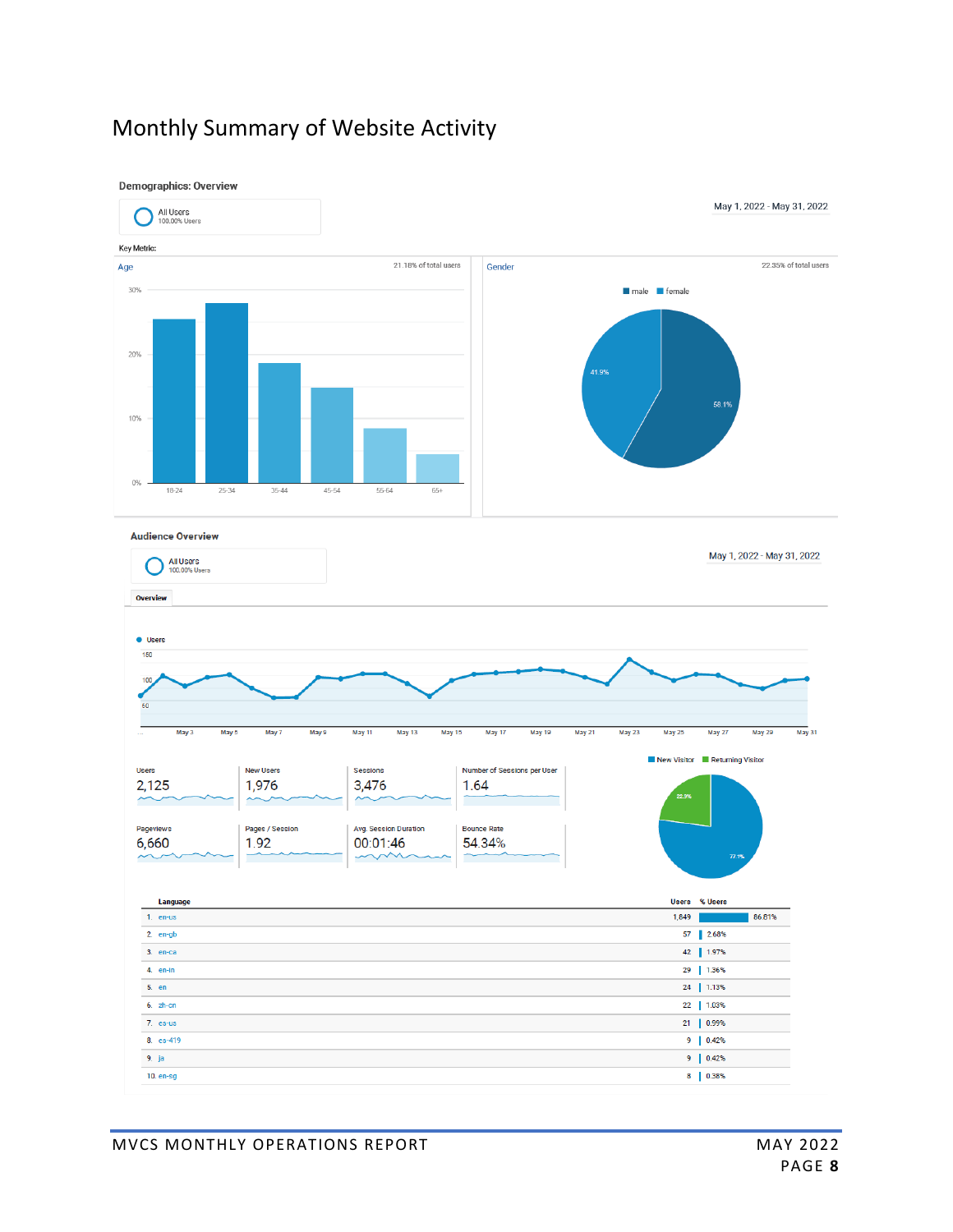# Monthly Summary of Website Activity

**Demographics: Overview**

All Users
100.00% Users

May 1, 2022 - May 31, 2022

Key Metric:

Age — 21.18% of total users

30%
20%
10%
0%

18-24 | 25-34 | 35-44 | 45-54 | 55-64 | 65+

Gender — 22.35% of total users

male | female

41.9%
58.1%

**Audience Overview**

All Users
100.00% Users

May 1, 2022 - May 31, 2022

Overview

Users

150
100
50

May 3 | May 5 | May 7 | May 9 | May 11 | May 13 | May 15 | May 17 | May 19 | May 21 | May 23 | May 25 | May 27 | May 29 | May 31

| Users | New Users | Sessions | Number of Sessions per User |
|---|---|---|---|
| 2,125 | 1,976 | 3,476 | 1.64 |

| Pageviews | Pages / Session | Avg. Session Duration | Bounce Rate |
|---|---|---|---|
| 6,660 | 1.92 | 00:01:46 | 54.34% |

New Visitor | Returning Visitor

22.9%
77.1%

| | Language | Users | % Users |
|---|---|---|---|
| 1. | en-us | 1,849 | 86.81% |
| 2. | en-gb | 57 | 2.68% |
| 3. | en-ca | 42 | 1.97% |
| 4. | en-in | 29 | 1.36% |
| 5. | en | 24 | 1.13% |
| 6. | zh-cn | 22 | 1.03% |
| 7. | es-us | 21 | 0.99% |
| 8. | es-419 | 9 | 0.42% |
| 9. | ja | 9 | 0.42% |
| 10. | en-sg | 8 | 0.38% |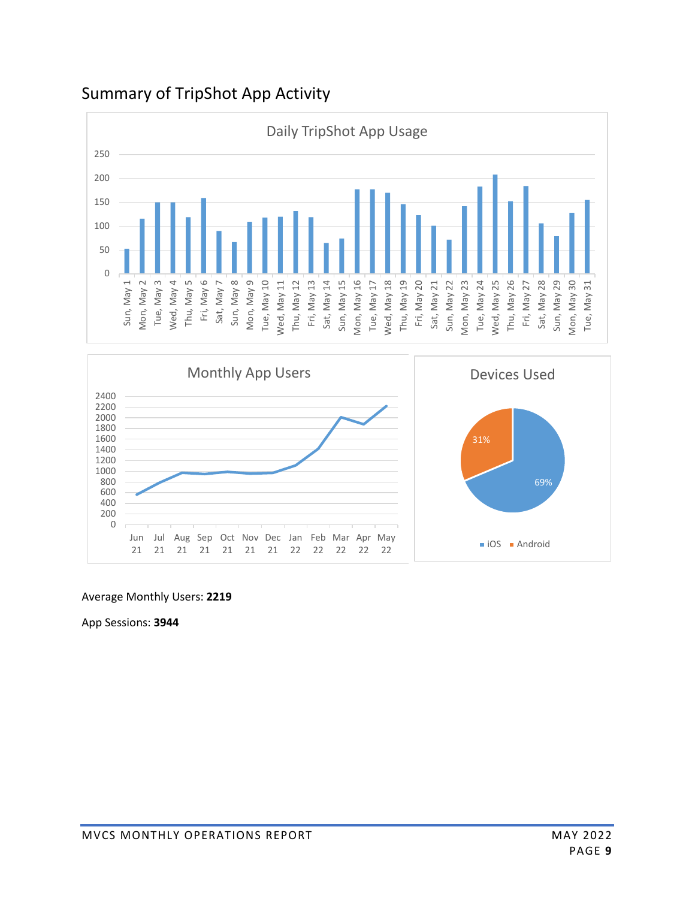## Summary of TripShot App Activity

Daily TripShot App Usage

Monthly App Users

Devices Used

Average Monthly Users: **2219**

App Sessions: **3944**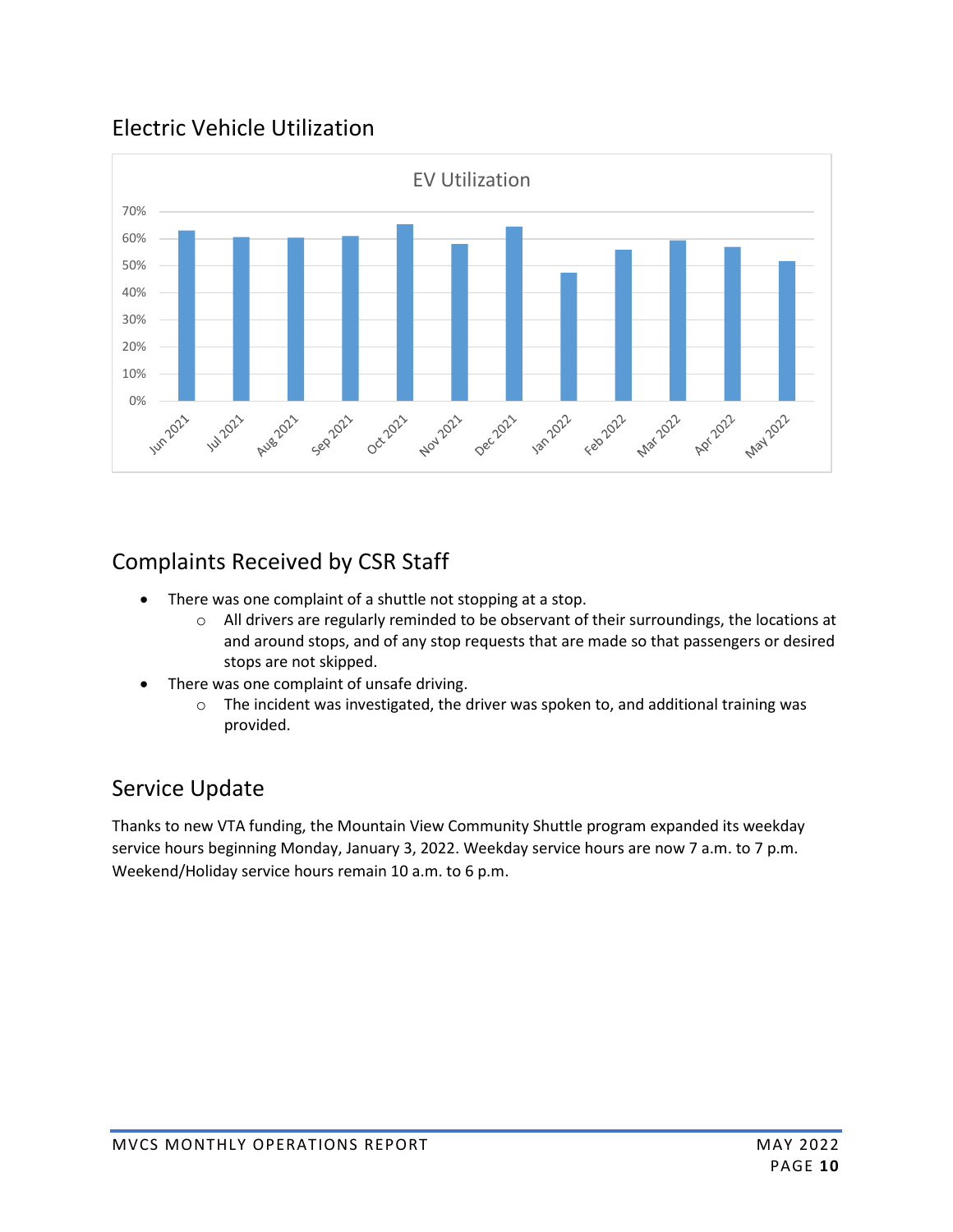## Electric Vehicle Utilization

EV Utilization

70%
60%
50%
40%
30%
20%
10%
0%

Jun 2021
Jul 2021
Aug 2021
Sep 2021
Oct 2021
Nov 2021
Dec 2021
Jan 2022
Feb 2022
Mar 2022
Apr 2022
May 2022

## Complaints Received by CSR Staff

- There was one complaint of a shuttle not stopping at a stop.
  - All drivers are regularly reminded to be observant of their surroundings, the locations at and around stops, and of any stop requests that are made so that passengers or desired stops are not skipped.
- There was one complaint of unsafe driving.
  - The incident was investigated, the driver was spoken to, and additional training was provided.

## Service Update

Thanks to new VTA funding, the Mountain View Community Shuttle program expanded its weekday service hours beginning Monday, January 3, 2022. Weekday service hours are now 7 a.m. to 7 p.m. Weekend/Holiday service hours remain 10 a.m. to 6 p.m.